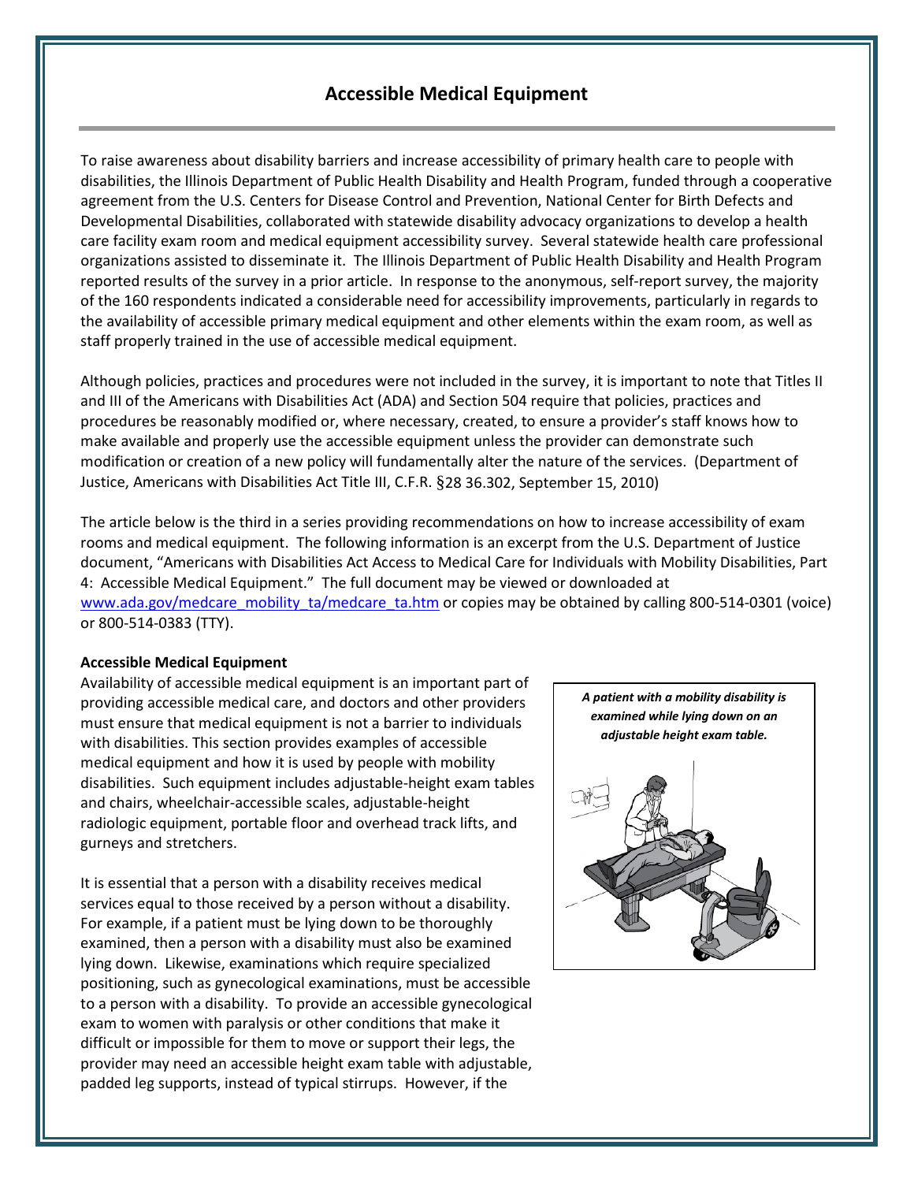# Accessible Medical Equipment

To raise awareness about disability barriers and increase accessibility of primary health care to people with disabilities, the Illinois Department of Public Health Disability and Health Program, funded through a cooperative agreement from the U.S. Centers for Disease Control and Prevention, National Center for Birth Defects and Developmental Disabilities, collaborated with statewide disability advocacy organizations to develop a health care facility exam room and medical equipment accessibility survey. Several statewide health care professional organizations assisted to disseminate it. The Illinois Department of Public Health Disability and Health Program reported results of the survey in a prior article. In response to the anonymous, self-report survey, the majority of the 160 respondents indicated a considerable need for accessibility improvements, particularly in regards to the availability of accessible primary medical equipment and other elements within the exam room, as well as staff properly trained in the use of accessible medical equipment.

Although policies, practices and procedures were not included in the survey, it is important to note that Titles II and III of the Americans with Disabilities Act (ADA) and Section 504 require that policies, practices and procedures be reasonably modified or, where necessary, created, to ensure a provider's staff knows how to make available and properly use the accessible equipment unless the provider can demonstrate such modification or creation of a new policy will fundamentally alter the nature of the services. (Department of Justice, Americans with Disabilities Act Title III, C.F.R. §28 36.302, September 15, 2010)

The article below is the third in a series providing recommendations on how to increase accessibility of exam rooms and medical equipment. The following information is an excerpt from the U.S. Department of Justice document, "Americans with Disabilities Act Access to Medical Care for Individuals with Mobility Disabilities, Part 4: Accessible Medical Equipment." The full document may be viewed or downloaded at www.ada.gov/medcare_mobility_ta/medcare_ta.htm or copies may be obtained by calling 800-514-0301 (voice) or 800-514-0383 (TTY).

**Accessible Medical Equipment**

Availability of accessible medical equipment is an important part of providing accessible medical care, and doctors and other providers must ensure that medical equipment is not a barrier to individuals with disabilities. This section provides examples of accessible medical equipment and how it is used by people with mobility disabilities. Such equipment includes adjustable-height exam tables and chairs, wheelchair-accessible scales, adjustable-height radiologic equipment, portable floor and overhead track lifts, and gurneys and stretchers.

***A patient with a mobility disability is examined while lying down on an adjustable height exam table.***

It is essential that a person with a disability receives medical services equal to those received by a person without a disability. For example, if a patient must be lying down to be thoroughly examined, then a person with a disability must also be examined lying down. Likewise, examinations which require specialized positioning, such as gynecological examinations, must be accessible to a person with a disability. To provide an accessible gynecological exam to women with paralysis or other conditions that make it difficult or impossible for them to move or support their legs, the provider may need an accessible height exam table with adjustable, padded leg supports, instead of typical stirrups. However, if the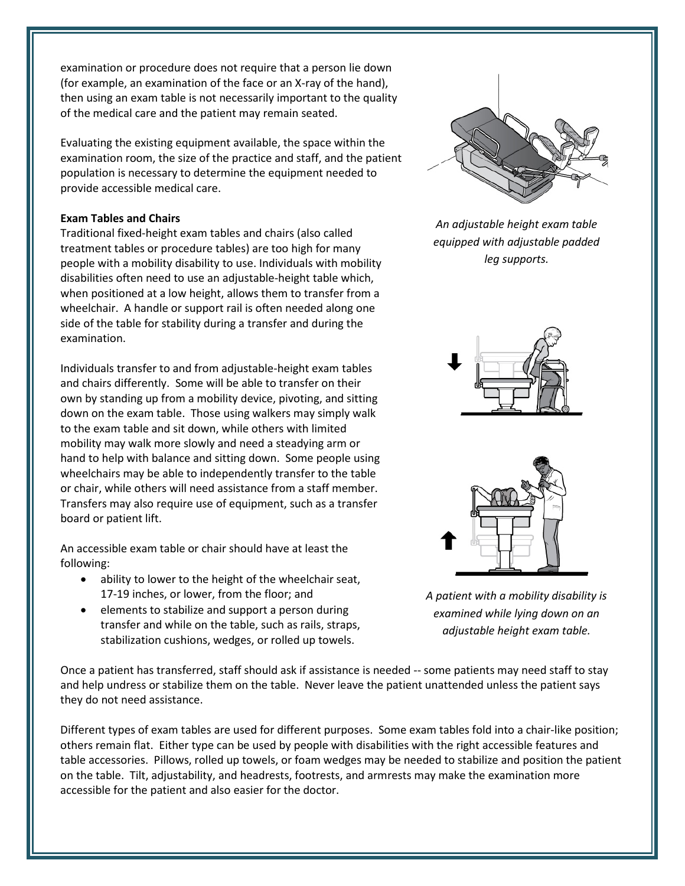examination or procedure does not require that a person lie down (for example, an examination of the face or an X-ray of the hand), then using an exam table is not necessarily important to the quality of the medical care and the patient may remain seated.

Evaluating the existing equipment available, the space within the examination room, the size of the practice and staff, and the patient population is necessary to determine the equipment needed to provide accessible medical care.

*An adjustable height exam table equipped with adjustable padded leg supports.*

**Exam Tables and Chairs**

Traditional fixed-height exam tables and chairs (also called treatment tables or procedure tables) are too high for many people with a mobility disability to use. Individuals with mobility disabilities often need to use an adjustable-height table which, when positioned at a low height, allows them to transfer from a wheelchair. A handle or support rail is often needed along one side of the table for stability during a transfer and during the examination.

Individuals transfer to and from adjustable-height exam tables and chairs differently. Some will be able to transfer on their own by standing up from a mobility device, pivoting, and sitting down on the exam table. Those using walkers may simply walk to the exam table and sit down, while others with limited mobility may walk more slowly and need a steadying arm or hand to help with balance and sitting down. Some people using wheelchairs may be able to independently transfer to the table or chair, while others will need assistance from a staff member. Transfers may also require use of equipment, such as a transfer board or patient lift.

An accessible exam table or chair should have at least the following:

- ability to lower to the height of the wheelchair seat, 17-19 inches, or lower, from the floor; and
- elements to stabilize and support a person during transfer and while on the table, such as rails, straps, stabilization cushions, wedges, or rolled up towels.

*A patient with a mobility disability is examined while lying down on an adjustable height exam table.*

Once a patient has transferred, staff should ask if assistance is needed -- some patients may need staff to stay and help undress or stabilize them on the table. Never leave the patient unattended unless the patient says they do not need assistance.

Different types of exam tables are used for different purposes. Some exam tables fold into a chair-like position; others remain flat. Either type can be used by people with disabilities with the right accessible features and table accessories. Pillows, rolled up towels, or foam wedges may be needed to stabilize and position the patient on the table. Tilt, adjustability, and headrests, footrests, and armrests may make the examination more accessible for the patient and also easier for the doctor.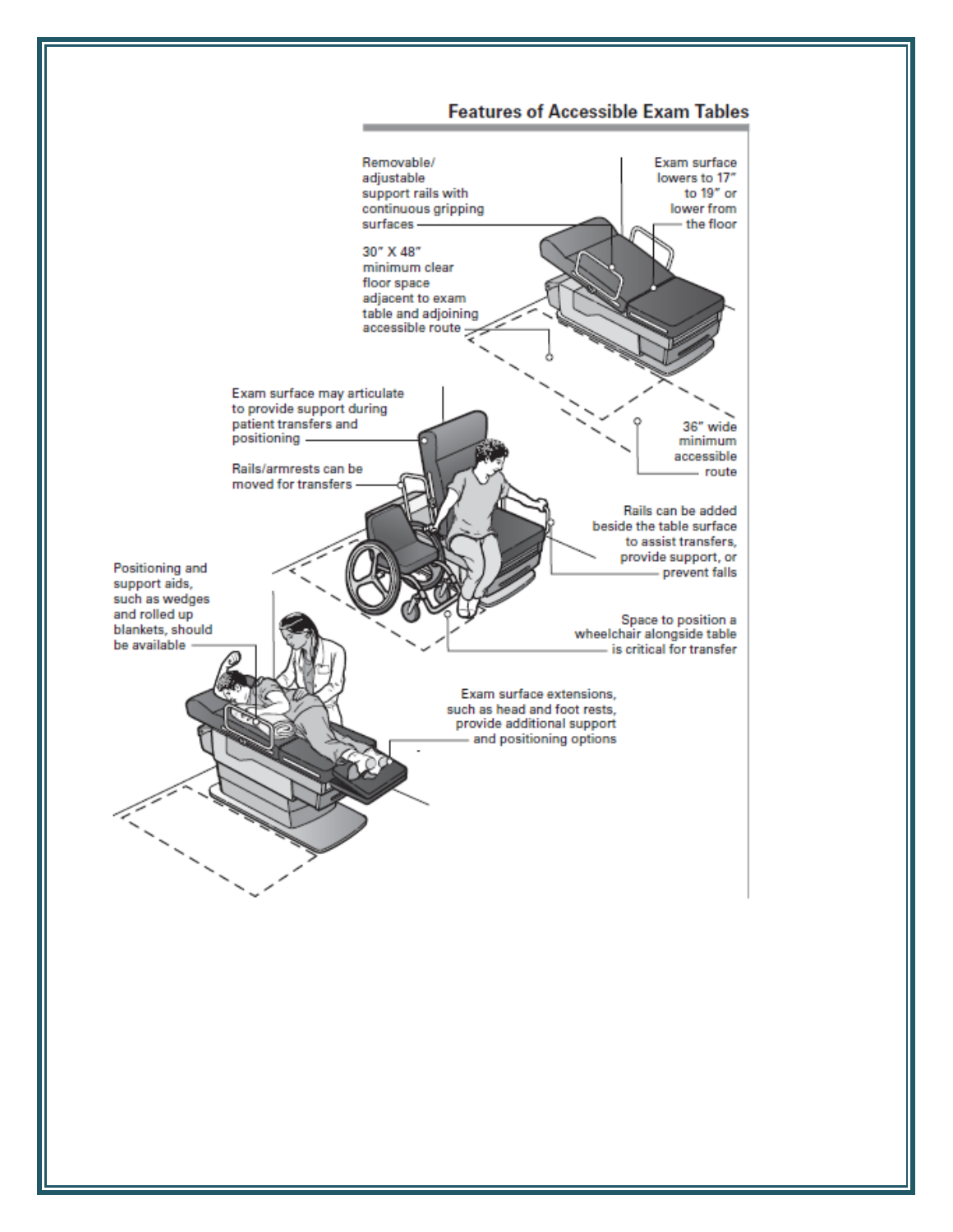## Features of Accessible Exam Tables

Removable/ adjustable support rails with continuous gripping surfaces

Exam surface lowers to 17" to 19" or lower from the floor

30" X 48" minimum clear floor space adjacent to exam table and adjoining accessible route

36" wide minimum accessible route

Exam surface may articulate to provide support during patient transfers and positioning

Rails/armrests can be moved for transfers

Rails can be added beside the table surface to assist transfers, provide support, or prevent falls

Positioning and support aids, such as wedges and rolled up blankets, should be available

Space to position a wheelchair alongside table is critical for transfer

Exam surface extensions, such as head and foot rests, provide additional support and positioning options